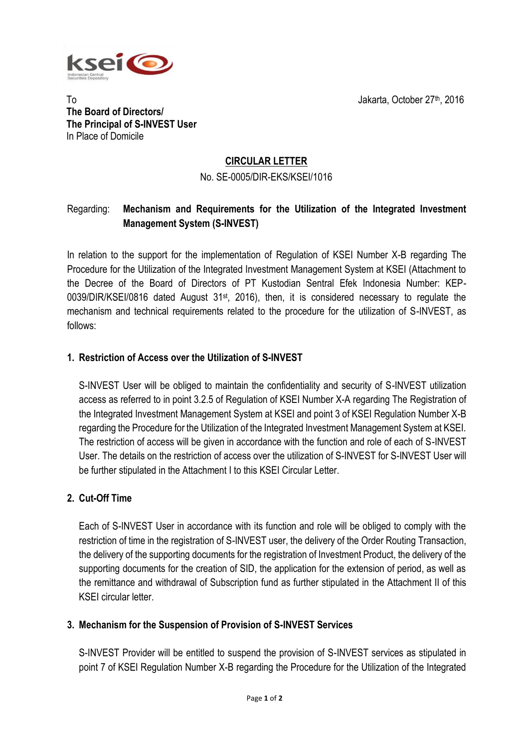To
**The Board of Directors/**
**The Principal of S-INVEST User**
In Place of Domicile

Jakarta, October 27th, 2016

**CIRCULAR LETTER**

No. SE-0005/DIR-EKS/KSEI/1016

Regarding: **Mechanism and Requirements for the Utilization of the Integrated Investment Management System (S-INVEST)**

In relation to the support for the implementation of Regulation of KSEI Number X-B regarding The Procedure for the Utilization of the Integrated Investment Management System at KSEI (Attachment to the Decree of the Board of Directors of PT Kustodian Sentral Efek Indonesia Number: KEP-0039/DIR/KSEI/0816 dated August 31st, 2016), then, it is considered necessary to regulate the mechanism and technical requirements related to the procedure for the utilization of S-INVEST, as follows:

**1. Restriction of Access over the Utilization of S-INVEST**

S-INVEST User will be obliged to maintain the confidentiality and security of S-INVEST utilization access as referred to in point 3.2.5 of Regulation of KSEI Number X-A regarding The Registration of the Integrated Investment Management System at KSEI and point 3 of KSEI Regulation Number X-B regarding the Procedure for the Utilization of the Integrated Investment Management System at KSEI. The restriction of access will be given in accordance with the function and role of each of S-INVEST User. The details on the restriction of access over the utilization of S-INVEST for S-INVEST User will be further stipulated in the Attachment I to this KSEI Circular Letter.

**2. Cut-Off Time**

Each of S-INVEST User in accordance with its function and role will be obliged to comply with the restriction of time in the registration of S-INVEST user, the delivery of the Order Routing Transaction, the delivery of the supporting documents for the registration of Investment Product, the delivery of the supporting documents for the creation of SID, the application for the extension of period, as well as the remittance and withdrawal of Subscription fund as further stipulated in the Attachment II of this KSEI circular letter.

**3. Mechanism for the Suspension of Provision of S-INVEST Services**

S-INVEST Provider will be entitled to suspend the provision of S-INVEST services as stipulated in point 7 of KSEI Regulation Number X-B regarding the Procedure for the Utilization of the Integrated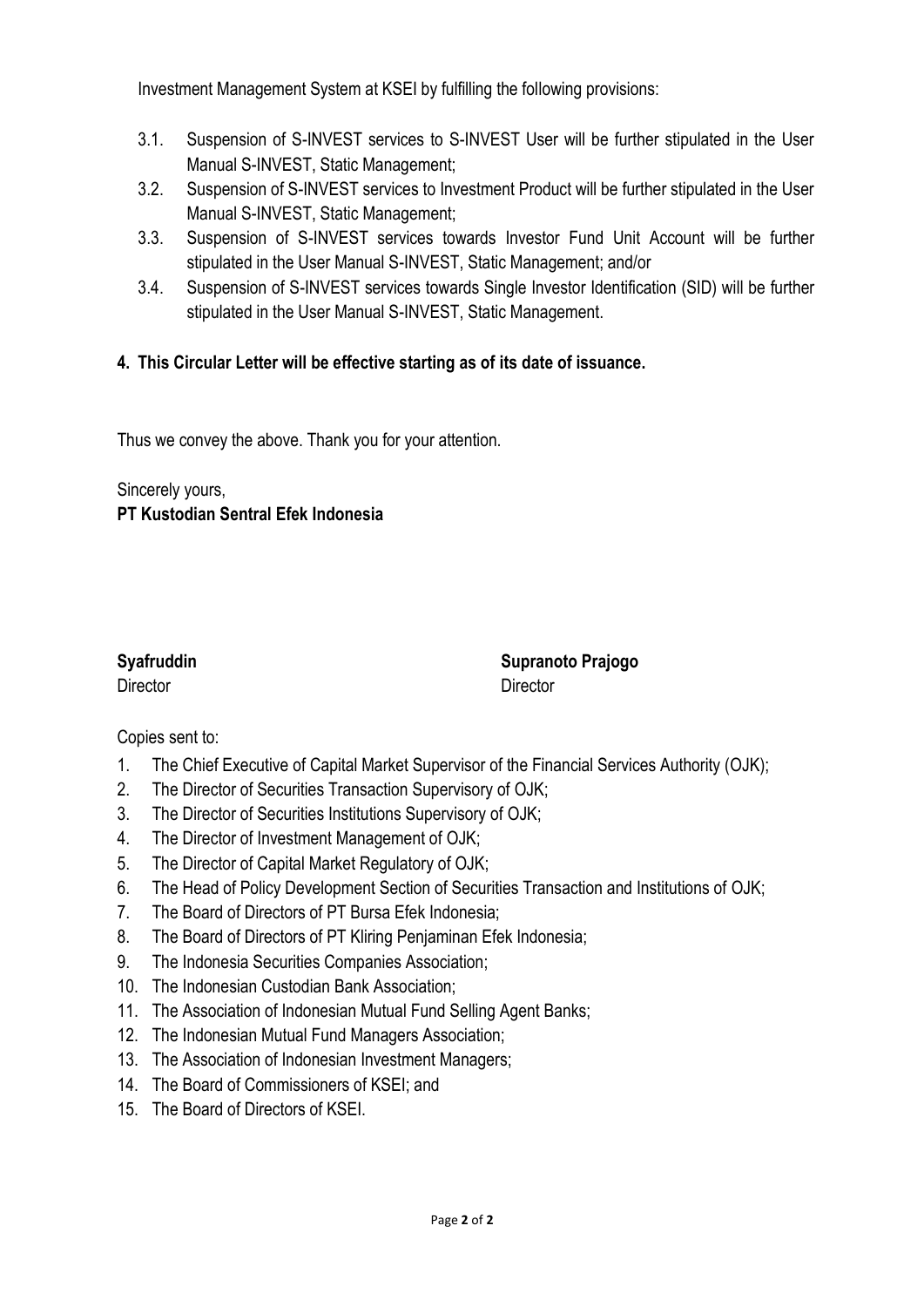Investment Management System at KSEI by fulfilling the following provisions:

3.1. Suspension of S-INVEST services to S-INVEST User will be further stipulated in the User Manual S-INVEST, Static Management;

3.2. Suspension of S-INVEST services to Investment Product will be further stipulated in the User Manual S-INVEST, Static Management;

3.3. Suspension of S-INVEST services towards Investor Fund Unit Account will be further stipulated in the User Manual S-INVEST, Static Management; and/or

3.4. Suspension of S-INVEST services towards Single Investor Identification (SID) will be further stipulated in the User Manual S-INVEST, Static Management.

**4. This Circular Letter will be effective starting as of its date of issuance.**

Thus we convey the above. Thank you for your attention.

Sincerely yours,
**PT Kustodian Sentral Efek Indonesia**

**Syafruddin**
Director

**Supranoto Prajogo**
Director

Copies sent to:

1. The Chief Executive of Capital Market Supervisor of the Financial Services Authority (OJK);
2. The Director of Securities Transaction Supervisory of OJK;
3. The Director of Securities Institutions Supervisory of OJK;
4. The Director of Investment Management of OJK;
5. The Director of Capital Market Regulatory of OJK;
6. The Head of Policy Development Section of Securities Transaction and Institutions of OJK;
7. The Board of Directors of PT Bursa Efek Indonesia;
8. The Board of Directors of PT Kliring Penjaminan Efek Indonesia;
9. The Indonesia Securities Companies Association;
10. The Indonesian Custodian Bank Association;
11. The Association of Indonesian Mutual Fund Selling Agent Banks;
12. The Indonesian Mutual Fund Managers Association;
13. The Association of Indonesian Investment Managers;
14. The Board of Commissioners of KSEI; and
15. The Board of Directors of KSEI.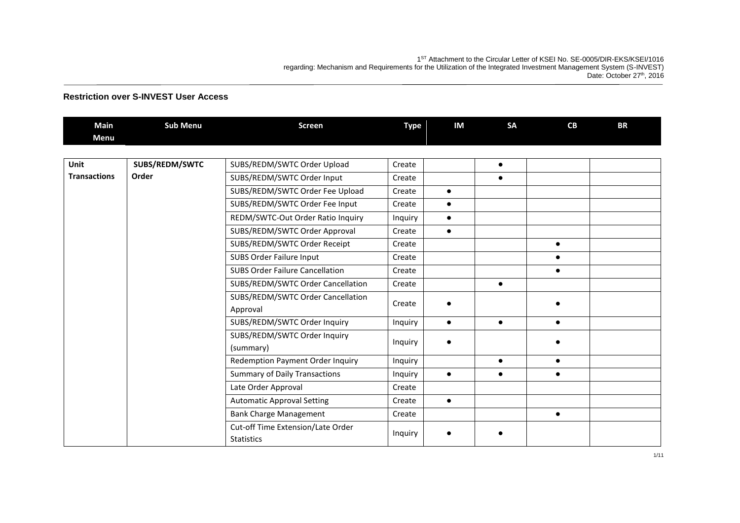## Restriction over S-INVEST User Access

| Main Menu | Sub Menu | Screen | Type | IM | SA | CB | BR |
|---|---|---|---|---|---|---|---|
| Unit Transactions | SUBS/REDM/SWTC Order | SUBS/REDM/SWTC Order Upload | Create | | ● | | |
| | | SUBS/REDM/SWTC Order Input | Create | | ● | | |
| | | SUBS/REDM/SWTC Order Fee Upload | Create | ● | | | |
| | | SUBS/REDM/SWTC Order Fee Input | Create | ● | | | |
| | | REDM/SWTC-Out Order Ratio Inquiry | Inquiry | ● | | | |
| | | SUBS/REDM/SWTC Order Approval | Create | ● | | | |
| | | SUBS/REDM/SWTC Order Receipt | Create | | | ● | |
| | | SUBS Order Failure Input | Create | | | ● | |
| | | SUBS Order Failure Cancellation | Create | | | ● | |
| | | SUBS/REDM/SWTC Order Cancellation | Create | | ● | | |
| | | SUBS/REDM/SWTC Order Cancellation Approval | Create | ● | | ● | |
| | | SUBS/REDM/SWTC Order Inquiry | Inquiry | ● | ● | ● | |
| | | SUBS/REDM/SWTC Order Inquiry (summary) | Inquiry | ● | | ● | |
| | | Redemption Payment Order Inquiry | Inquiry | | ● | ● | |
| | | Summary of Daily Transactions | Inquiry | ● | ● | ● | |
| | | Late Order Approval | Create | | | | |
| | | Automatic Approval Setting | Create | ● | | | |
| | | Bank Charge Management | Create | | | ● | |
| | | Cut-off Time Extension/Late Order Statistics | Inquiry | ● | ● | | |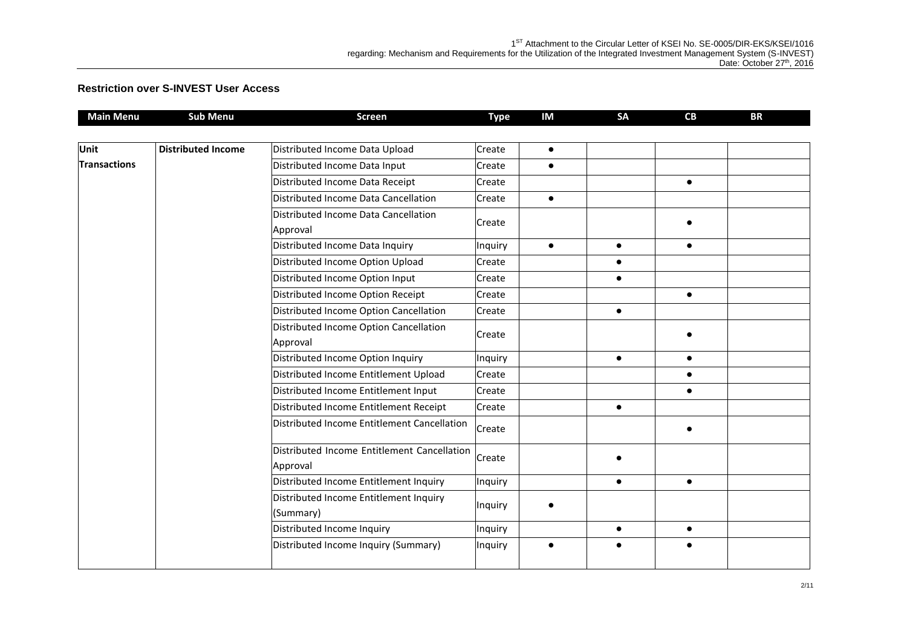## Restriction over S-INVEST User Access

| Main Menu | Sub Menu | Screen | Type | IM | SA | CB | BR |
|---|---|---|---|---|---|---|---|
| Unit Transactions | Distributed Income | Distributed Income Data Upload | Create | ● | | | |
| | | Distributed Income Data Input | Create | ● | | | |
| | | Distributed Income Data Receipt | Create | | | ● | |
| | | Distributed Income Data Cancellation | Create | ● | | | |
| | | Distributed Income Data Cancellation Approval | Create | | | ● | |
| | | Distributed Income Data Inquiry | Inquiry | ● | ● | ● | |
| | | Distributed Income Option Upload | Create | | ● | | |
| | | Distributed Income Option Input | Create | | ● | | |
| | | Distributed Income Option Receipt | Create | | | ● | |
| | | Distributed Income Option Cancellation | Create | | ● | | |
| | | Distributed Income Option Cancellation Approval | Create | | | ● | |
| | | Distributed Income Option Inquiry | Inquiry | | ● | ● | |
| | | Distributed Income Entitlement Upload | Create | | | ● | |
| | | Distributed Income Entitlement Input | Create | | | ● | |
| | | Distributed Income Entitlement Receipt | Create | | ● | | |
| | | Distributed Income Entitlement Cancellation | Create | | | ● | |
| | | Distributed Income Entitlement Cancellation Approval | Create | | ● | | |
| | | Distributed Income Entitlement Inquiry | Inquiry | | ● | ● | |
| | | Distributed Income Entitlement Inquiry (Summary) | Inquiry | ● | | | |
| | | Distributed Income Inquiry | Inquiry | | ● | ● | |
| | | Distributed Income Inquiry (Summary) | Inquiry | ● | ● | ● | |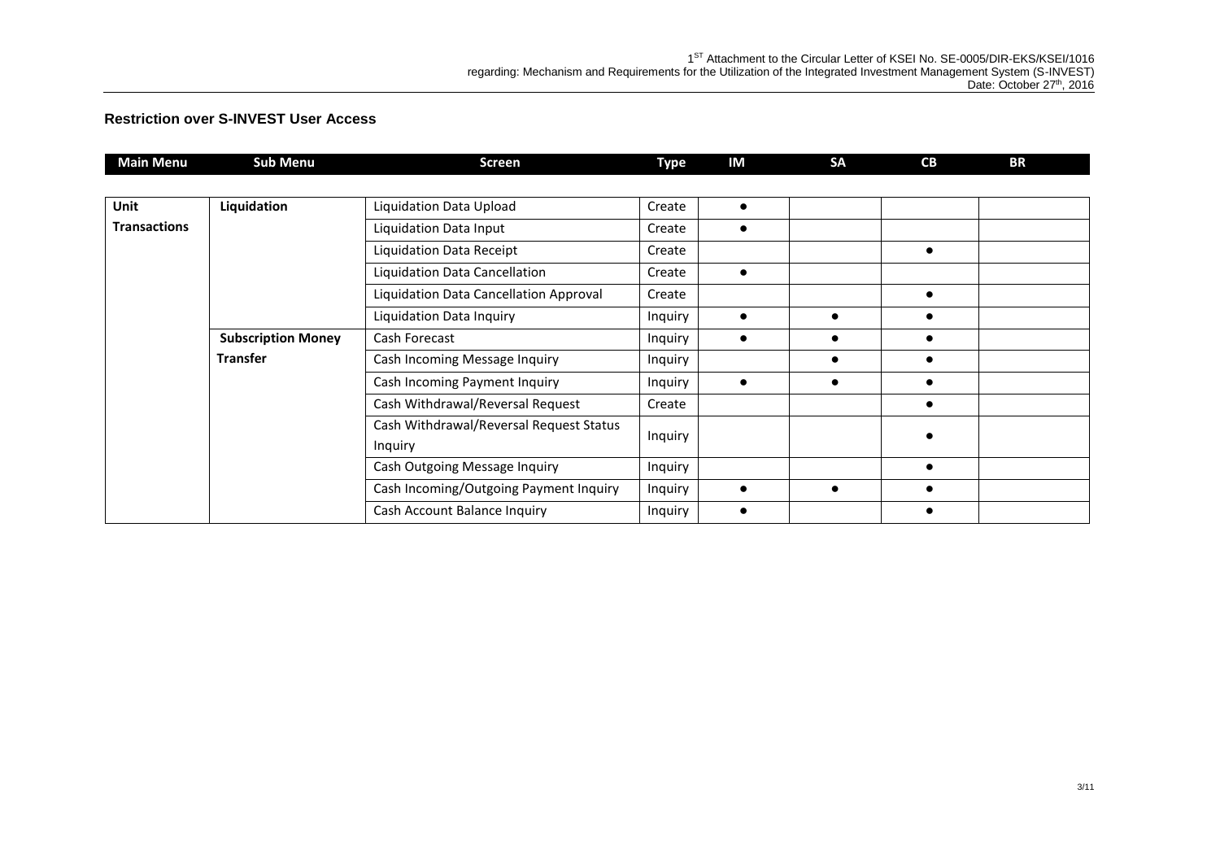## Restriction over S-INVEST User Access

| Main Menu | Sub Menu | Screen | Type | IM | SA | CB | BR |
|---|---|---|---|---|---|---|---|
| **Unit Transactions** | **Liquidation** | Liquidation Data Upload | Create | ● | | | |
| | | Liquidation Data Input | Create | ● | | | |
| | | Liquidation Data Receipt | Create | | | ● | |
| | | Liquidation Data Cancellation | Create | ● | | | |
| | | Liquidation Data Cancellation Approval | Create | | | ● | |
| | | Liquidation Data Inquiry | Inquiry | ● | ● | ● | |
| | **Subscription Money Transfer** | Cash Forecast | Inquiry | ● | ● | ● | |
| | | Cash Incoming Message Inquiry | Inquiry | | ● | ● | |
| | | Cash Incoming Payment Inquiry | Inquiry | ● | ● | ● | |
| | | Cash Withdrawal/Reversal Request | Create | | | ● | |
| | | Cash Withdrawal/Reversal Request Status Inquiry | Inquiry | | | ● | |
| | | Cash Outgoing Message Inquiry | Inquiry | | | ● | |
| | | Cash Incoming/Outgoing Payment Inquiry | Inquiry | ● | ● | ● | |
| | | Cash Account Balance Inquiry | Inquiry | ● | | ● | |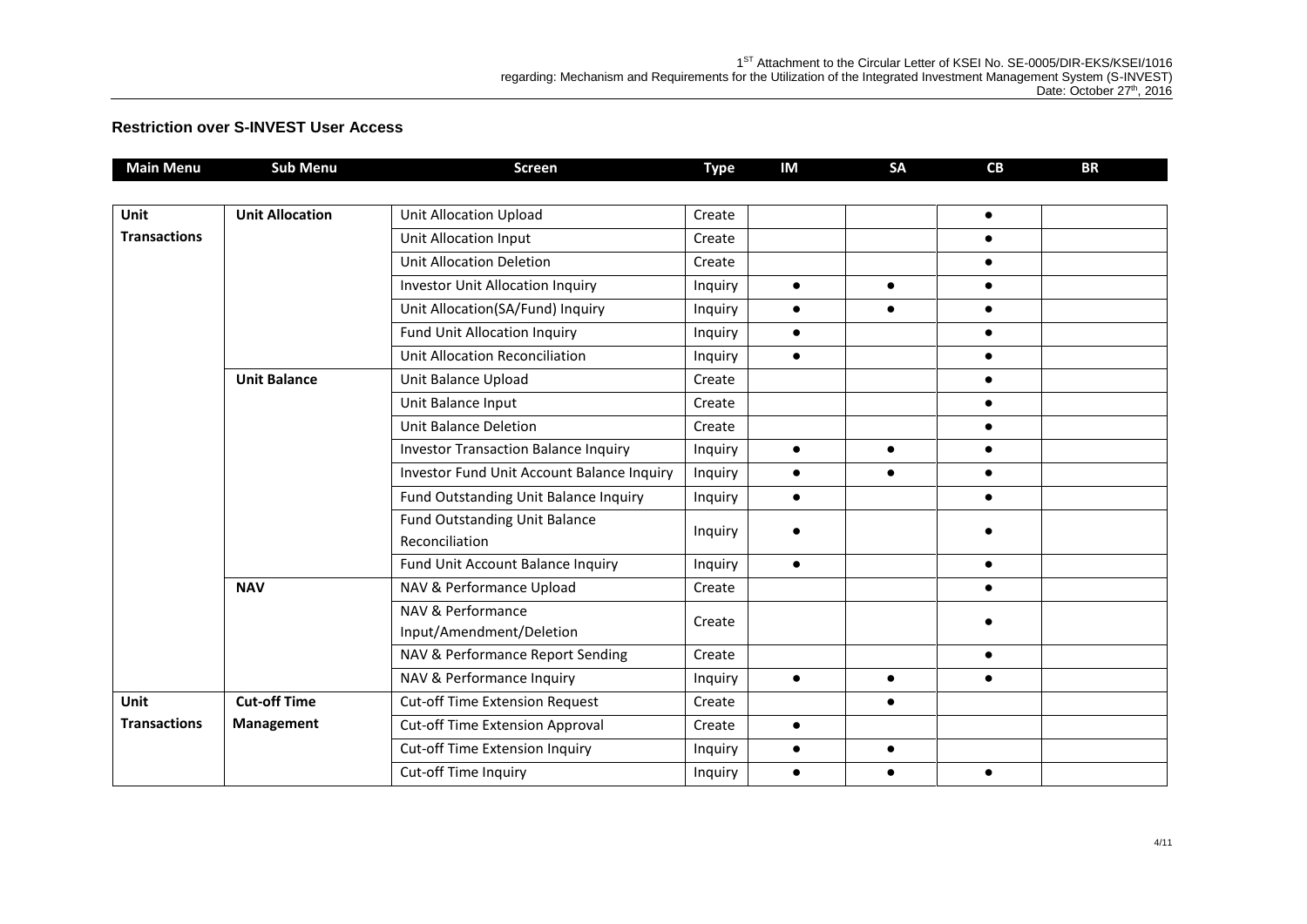## Restriction over S-INVEST User Access

| Main Menu | Sub Menu | Screen | Type | IM | SA | CB | BR |
|---|---|---|---|---|---|---|---|
| Unit Transactions | Unit Allocation | Unit Allocation Upload | Create | | | ● | |
| | | Unit Allocation Input | Create | | | ● | |
| | | Unit Allocation Deletion | Create | | | ● | |
| | | Investor Unit Allocation Inquiry | Inquiry | ● | ● | ● | |
| | | Unit Allocation(SA/Fund) Inquiry | Inquiry | ● | ● | ● | |
| | | Fund Unit Allocation Inquiry | Inquiry | ● | | ● | |
| | | Unit Allocation Reconciliation | Inquiry | ● | | ● | |
| | Unit Balance | Unit Balance Upload | Create | | | ● | |
| | | Unit Balance Input | Create | | | ● | |
| | | Unit Balance Deletion | Create | | | ● | |
| | | Investor Transaction Balance Inquiry | Inquiry | ● | ● | ● | |
| | | Investor Fund Unit Account Balance Inquiry | Inquiry | ● | ● | ● | |
| | | Fund Outstanding Unit Balance Inquiry | Inquiry | ● | | ● | |
| | | Fund Outstanding Unit Balance Reconciliation | Inquiry | ● | | ● | |
| | | Fund Unit Account Balance Inquiry | Inquiry | ● | | ● | |
| | NAV | NAV & Performance Upload | Create | | | ● | |
| | | NAV & Performance Input/Amendment/Deletion | Create | | | ● | |
| | | NAV & Performance Report Sending | Create | | | ● | |
| | | NAV & Performance Inquiry | Inquiry | ● | ● | ● | |
| Unit Transactions | Cut-off Time Management | Cut-off Time Extension Request | Create | | ● | | |
| | | Cut-off Time Extension Approval | Create | ● | | | |
| | | Cut-off Time Extension Inquiry | Inquiry | ● | ● | | |
| | | Cut-off Time Inquiry | Inquiry | ● | ● | ● | |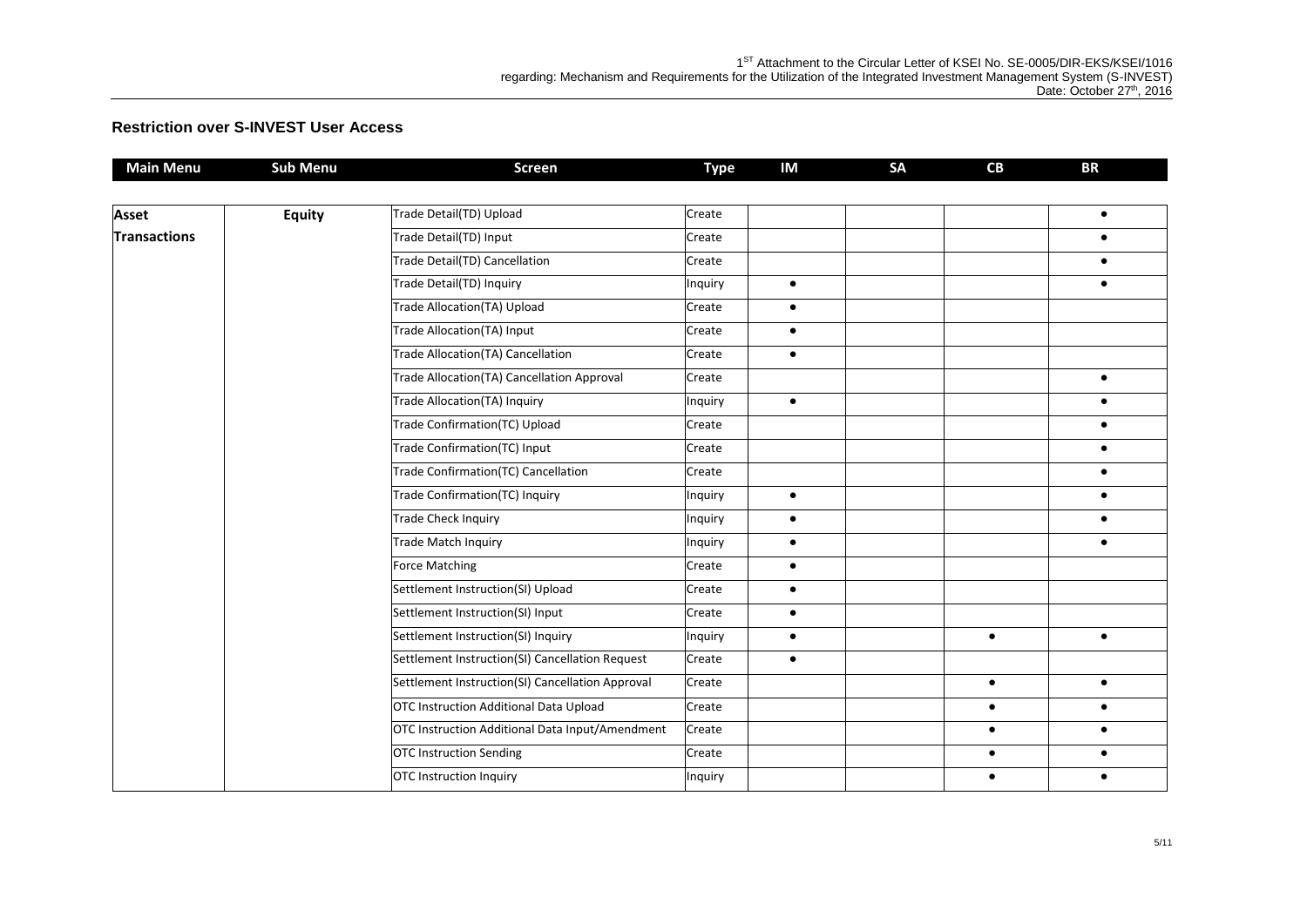## Restriction over S-INVEST User Access

| Main Menu | Sub Menu | Screen | Type | IM | SA | CB | BR |
|---|---|---|---|---|---|---|---|
| **Asset Transactions** | **Equity** | Trade Detail(TD) Upload | Create | | | | ● |
| | | Trade Detail(TD) Input | Create | | | | ● |
| | | Trade Detail(TD) Cancellation | Create | | | | ● |
| | | Trade Detail(TD) Inquiry | Inquiry | ● | | | ● |
| | | Trade Allocation(TA) Upload | Create | ● | | | |
| | | Trade Allocation(TA) Input | Create | ● | | | |
| | | Trade Allocation(TA) Cancellation | Create | ● | | | |
| | | Trade Allocation(TA) Cancellation Approval | Create | | | | ● |
| | | Trade Allocation(TA) Inquiry | Inquiry | ● | | | ● |
| | | Trade Confirmation(TC) Upload | Create | | | | ● |
| | | Trade Confirmation(TC) Input | Create | | | | ● |
| | | Trade Confirmation(TC) Cancellation | Create | | | | ● |
| | | Trade Confirmation(TC) Inquiry | Inquiry | ● | | | ● |
| | | Trade Check Inquiry | Inquiry | ● | | | ● |
| | | Trade Match Inquiry | Inquiry | ● | | | ● |
| | | Force Matching | Create | ● | | | |
| | | Settlement Instruction(SI) Upload | Create | ● | | | |
| | | Settlement Instruction(SI) Input | Create | ● | | | |
| | | Settlement Instruction(SI) Inquiry | Inquiry | ● | | ● | ● |
| | | Settlement Instruction(SI) Cancellation Request | Create | ● | | | |
| | | Settlement Instruction(SI) Cancellation Approval | Create | | | ● | ● |
| | | OTC Instruction Additional Data Upload | Create | | | ● | ● |
| | | OTC Instruction Additional Data Input/Amendment | Create | | | ● | ● |
| | | OTC Instruction Sending | Create | | | ● | ● |
| | | OTC Instruction Inquiry | Inquiry | | | ● | ● |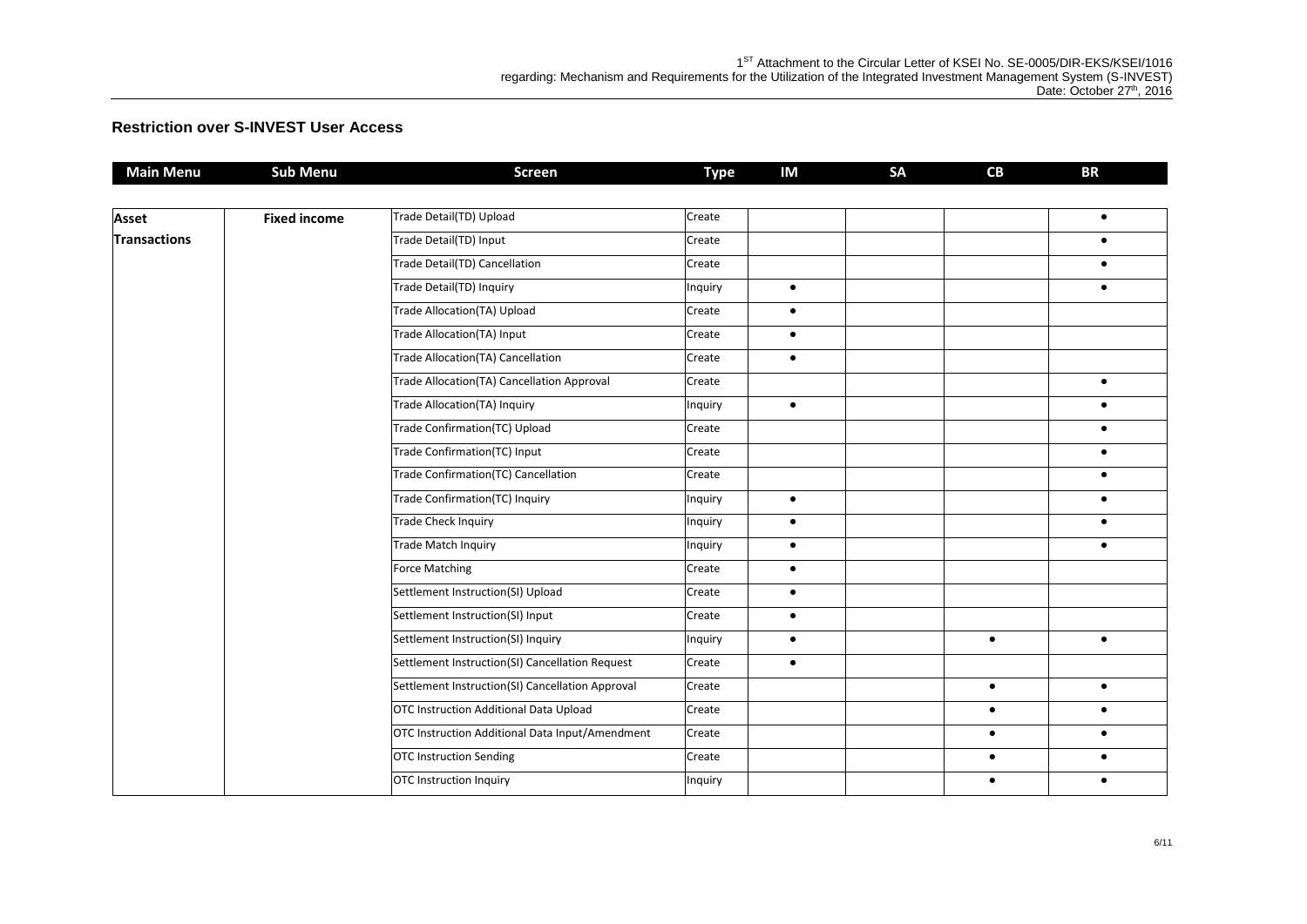## Restriction over S-INVEST User Access

| Main Menu | Sub Menu | Screen | Type | IM | SA | CB | BR |
|---|---|---|---|---|---|---|---|
| **Asset Transactions** | **Fixed income** | Trade Detail(TD) Upload | Create | | | | ● |
| | | Trade Detail(TD) Input | Create | | | | ● |
| | | Trade Detail(TD) Cancellation | Create | | | | ● |
| | | Trade Detail(TD) Inquiry | Inquiry | ● | | | ● |
| | | Trade Allocation(TA) Upload | Create | ● | | | |
| | | Trade Allocation(TA) Input | Create | ● | | | |
| | | Trade Allocation(TA) Cancellation | Create | ● | | | |
| | | Trade Allocation(TA) Cancellation Approval | Create | | | | ● |
| | | Trade Allocation(TA) Inquiry | Inquiry | ● | | | ● |
| | | Trade Confirmation(TC) Upload | Create | | | | ● |
| | | Trade Confirmation(TC) Input | Create | | | | ● |
| | | Trade Confirmation(TC) Cancellation | Create | | | | ● |
| | | Trade Confirmation(TC) Inquiry | Inquiry | ● | | | ● |
| | | Trade Check Inquiry | Inquiry | ● | | | ● |
| | | Trade Match Inquiry | Inquiry | ● | | | ● |
| | | Force Matching | Create | ● | | | |
| | | Settlement Instruction(SI) Upload | Create | ● | | | |
| | | Settlement Instruction(SI) Input | Create | ● | | | |
| | | Settlement Instruction(SI) Inquiry | Inquiry | ● | | ● | ● |
| | | Settlement Instruction(SI) Cancellation Request | Create | ● | | | |
| | | Settlement Instruction(SI) Cancellation Approval | Create | | | ● | ● |
| | | OTC Instruction Additional Data Upload | Create | | | ● | ● |
| | | OTC Instruction Additional Data Input/Amendment | Create | | | ● | ● |
| | | OTC Instruction Sending | Create | | | ● | ● |
| | | OTC Instruction Inquiry | Inquiry | | | ● | ● |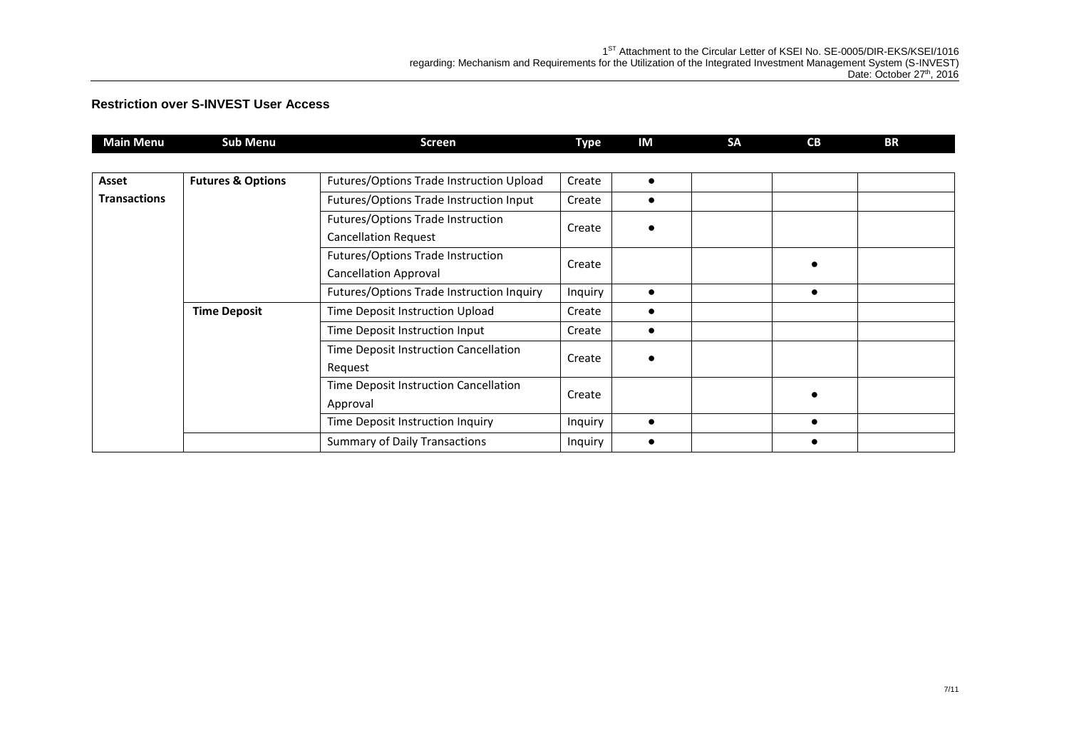## Restriction over S-INVEST User Access

| Main Menu | Sub Menu | Screen | Type | IM | SA | CB | BR |
|---|---|---|---|---|---|---|---|
| **Asset Transactions** | **Futures & Options** | Futures/Options Trade Instruction Upload | Create | ● | | | |
| | | Futures/Options Trade Instruction Input | Create | ● | | | |
| | | Futures/Options Trade Instruction Cancellation Request | Create | ● | | | |
| | | Futures/Options Trade Instruction Cancellation Approval | Create | | | ● | |
| | | Futures/Options Trade Instruction Inquiry | Inquiry | ● | | ● | |
| | **Time Deposit** | Time Deposit Instruction Upload | Create | ● | | | |
| | | Time Deposit Instruction Input | Create | ● | | | |
| | | Time Deposit Instruction Cancellation Request | Create | ● | | | |
| | | Time Deposit Instruction Cancellation Approval | Create | | | ● | |
| | | Time Deposit Instruction Inquiry | Inquiry | ● | | ● | |
| | | Summary of Daily Transactions | Inquiry | ● | | ● | |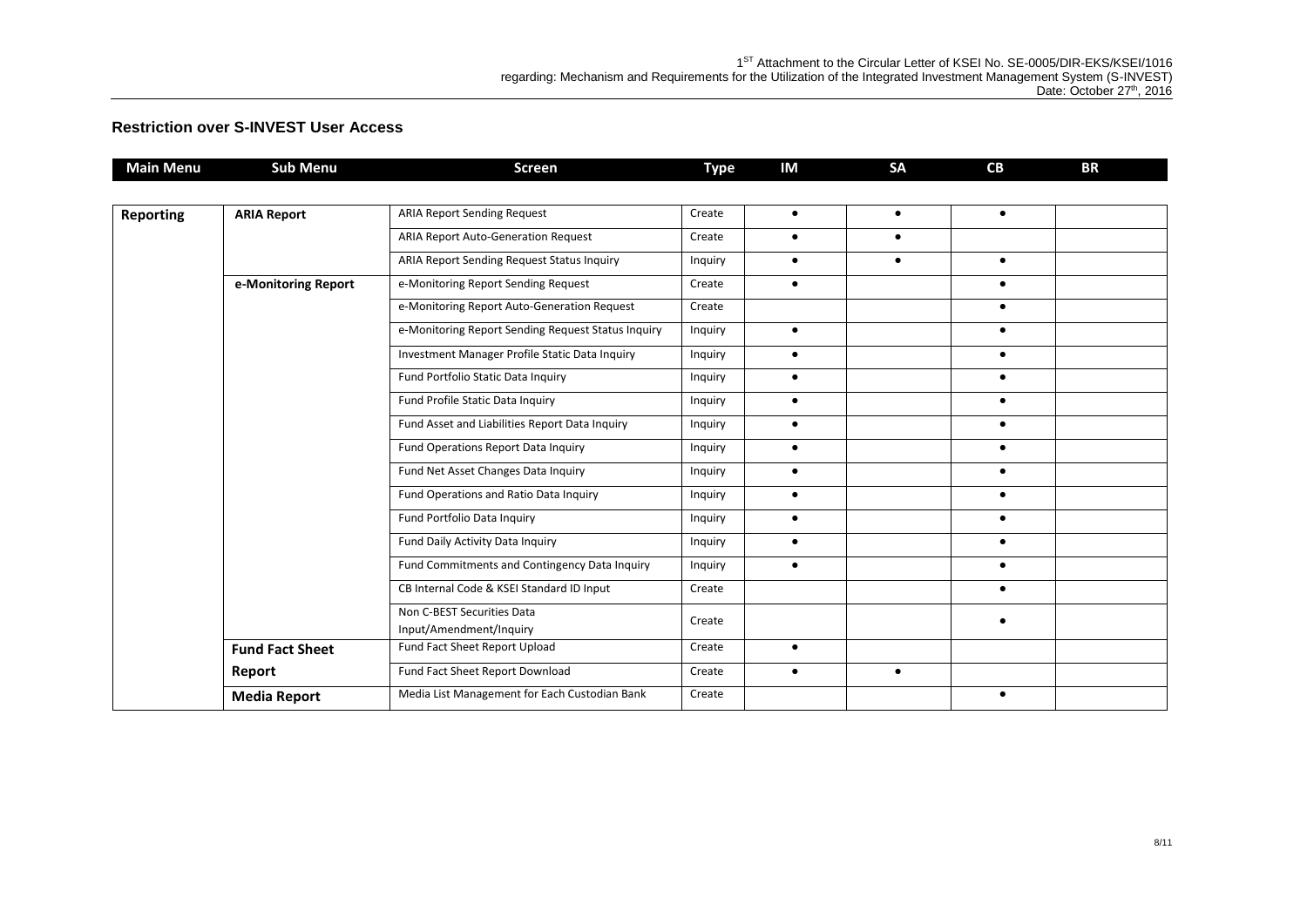## Restriction over S-INVEST User Access

| Main Menu | Sub Menu | Screen | Type | IM | SA | CB | BR |
|---|---|---|---|---|---|---|---|
| **Reporting** | **ARIA Report** | ARIA Report Sending Request | Create | ● | ● | ● | |
| | | ARIA Report Auto-Generation Request | Create | ● | ● | | |
| | | ARIA Report Sending Request Status Inquiry | Inquiry | ● | ● | ● | |
| | **e-Monitoring Report** | e-Monitoring Report Sending Request | Create | ● | | ● | |
| | | e-Monitoring Report Auto-Generation Request | Create | | | ● | |
| | | e-Monitoring Report Sending Request Status Inquiry | Inquiry | ● | | ● | |
| | | Investment Manager Profile Static Data Inquiry | Inquiry | ● | | ● | |
| | | Fund Portfolio Static Data Inquiry | Inquiry | ● | | ● | |
| | | Fund Profile Static Data Inquiry | Inquiry | ● | | ● | |
| | | Fund Asset and Liabilities Report Data Inquiry | Inquiry | ● | | ● | |
| | | Fund Operations Report Data Inquiry | Inquiry | ● | | ● | |
| | | Fund Net Asset Changes Data Inquiry | Inquiry | ● | | ● | |
| | | Fund Operations and Ratio Data Inquiry | Inquiry | ● | | ● | |
| | | Fund Portfolio Data Inquiry | Inquiry | ● | | ● | |
| | | Fund Daily Activity Data Inquiry | Inquiry | ● | | ● | |
| | | Fund Commitments and Contingency Data Inquiry | Inquiry | ● | | ● | |
| | | CB Internal Code & KSEI Standard ID Input | Create | | | ● | |
| | | Non C-BEST Securities Data Input/Amendment/Inquiry | Create | | | ● | |
| | **Fund Fact Sheet Report** | Fund Fact Sheet Report Upload | Create | ● | | | |
| | | Fund Fact Sheet Report Download | Create | ● | ● | | |
| | **Media Report** | Media List Management for Each Custodian Bank | Create | | | ● | |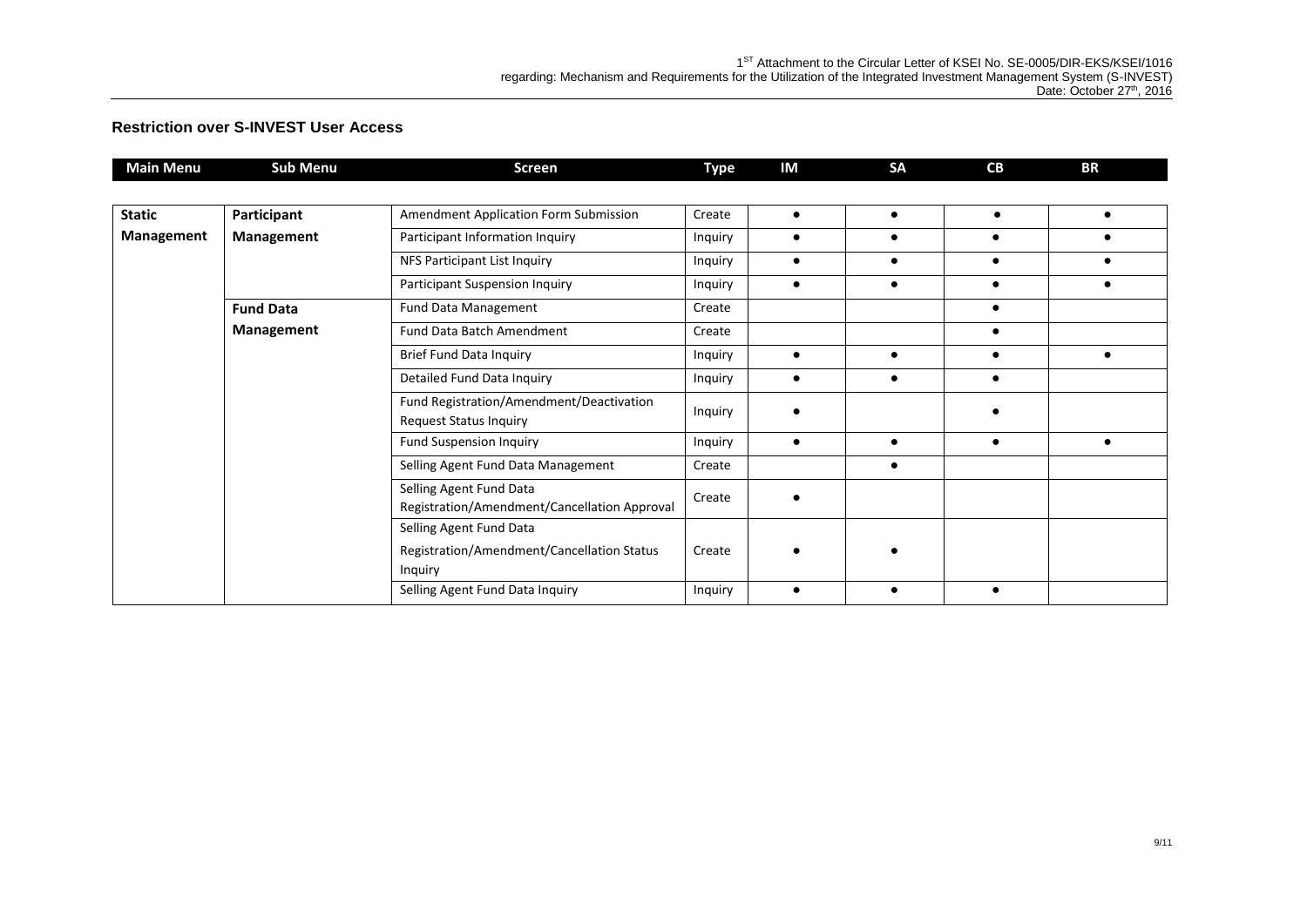## Restriction over S-INVEST User Access

| Main Menu | Sub Menu | Screen | Type | IM | SA | CB | BR |
|---|---|---|---|---|---|---|---|
| **Static Management** | **Participant Management** | Amendment Application Form Submission | Create | ● | ● | ● | ● |
| | | Participant Information Inquiry | Inquiry | ● | ● | ● | ● |
| | | NFS Participant List Inquiry | Inquiry | ● | ● | ● | ● |
| | | Participant Suspension Inquiry | Inquiry | ● | ● | ● | ● |
| | **Fund Data Management** | Fund Data Management | Create | | | ● | |
| | | Fund Data Batch Amendment | Create | | | ● | |
| | | Brief Fund Data Inquiry | Inquiry | ● | ● | ● | ● |
| | | Detailed Fund Data Inquiry | Inquiry | ● | ● | ● | |
| | | Fund Registration/Amendment/Deactivation Request Status Inquiry | Inquiry | ● | | ● | |
| | | Fund Suspension Inquiry | Inquiry | ● | ● | ● | ● |
| | | Selling Agent Fund Data Management | Create | | ● | | |
| | | Selling Agent Fund Data Registration/Amendment/Cancellation Approval | Create | ● | | | |
| | | Selling Agent Fund Data Registration/Amendment/Cancellation Status Inquiry | Create | ● | ● | | |
| | | Selling Agent Fund Data Inquiry | Inquiry | ● | ● | ● | |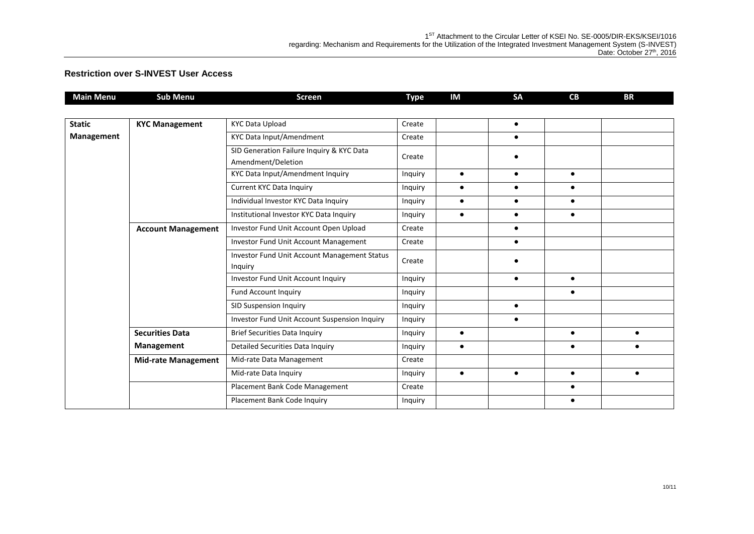## Restriction over S-INVEST User Access

| Main Menu | Sub Menu | Screen | Type | IM | SA | CB | BR |
|---|---|---|---|---|---|---|---|
| **Static Management** | **KYC Management** | KYC Data Upload | Create | | ● | | |
| | | KYC Data Input/Amendment | Create | | ● | | |
| | | SID Generation Failure Inquiry & KYC Data Amendment/Deletion | Create | | ● | | |
| | | KYC Data Input/Amendment Inquiry | Inquiry | ● | ● | ● | |
| | | Current KYC Data Inquiry | Inquiry | ● | ● | ● | |
| | | Individual Investor KYC Data Inquiry | Inquiry | ● | ● | ● | |
| | | Institutional Investor KYC Data Inquiry | Inquiry | ● | ● | ● | |
| | **Account Management** | Investor Fund Unit Account Open Upload | Create | | ● | | |
| | | Investor Fund Unit Account Management | Create | | ● | | |
| | | Investor Fund Unit Account Management Status Inquiry | Create | | ● | | |
| | | Investor Fund Unit Account Inquiry | Inquiry | | ● | ● | |
| | | Fund Account Inquiry | Inquiry | | | ● | |
| | | SID Suspension Inquiry | Inquiry | | ● | | |
| | | Investor Fund Unit Account Suspension Inquiry | Inquiry | | ● | | |
| | **Securities Data Management** | Brief Securities Data Inquiry | Inquiry | ● | | ● | ● |
| | | Detailed Securities Data Inquiry | Inquiry | ● | | ● | ● |
| | **Mid-rate Management** | Mid-rate Data Management | Create | | | | |
| | | Mid-rate Data Inquiry | Inquiry | ● | ● | ● | ● |
| | | Placement Bank Code Management | Create | | | ● | |
| | | Placement Bank Code Inquiry | Inquiry | | | ● | |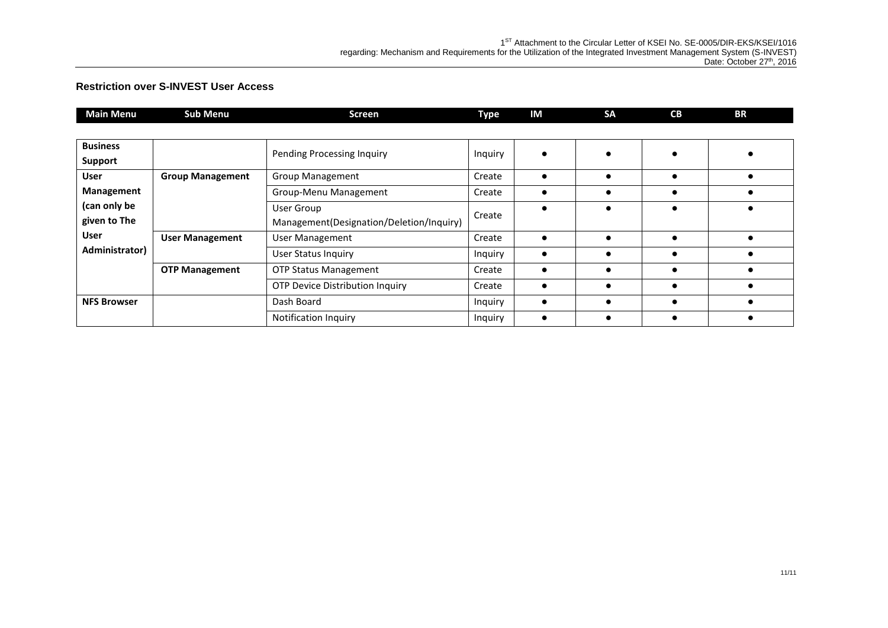## Restriction over S-INVEST User Access

| Main Menu | Sub Menu | Screen | Type | IM | SA | CB | BR |
|---|---|---|---|---|---|---|---|
| **Business Support** | | Pending Processing Inquiry | Inquiry | ● | ● | ● | ● |
| **User Management (can only be given to The User Administrator)** | **Group Management** | Group Management | Create | ● | ● | ● | ● |
| | | Group-Menu Management | Create | ● | ● | ● | ● |
| | | User Group Management(Designation/Deletion/Inquiry) | Create | ● | ● | ● | ● |
| | **User Management** | User Management | Create | ● | ● | ● | ● |
| | | User Status Inquiry | Inquiry | ● | ● | ● | ● |
| | **OTP Management** | OTP Status Management | Create | ● | ● | ● | ● |
| | | OTP Device Distribution Inquiry | Create | ● | ● | ● | ● |
| **NFS Browser** | | Dash Board | Inquiry | ● | ● | ● | ● |
| | | Notification Inquiry | Inquiry | ● | ● | ● | ● |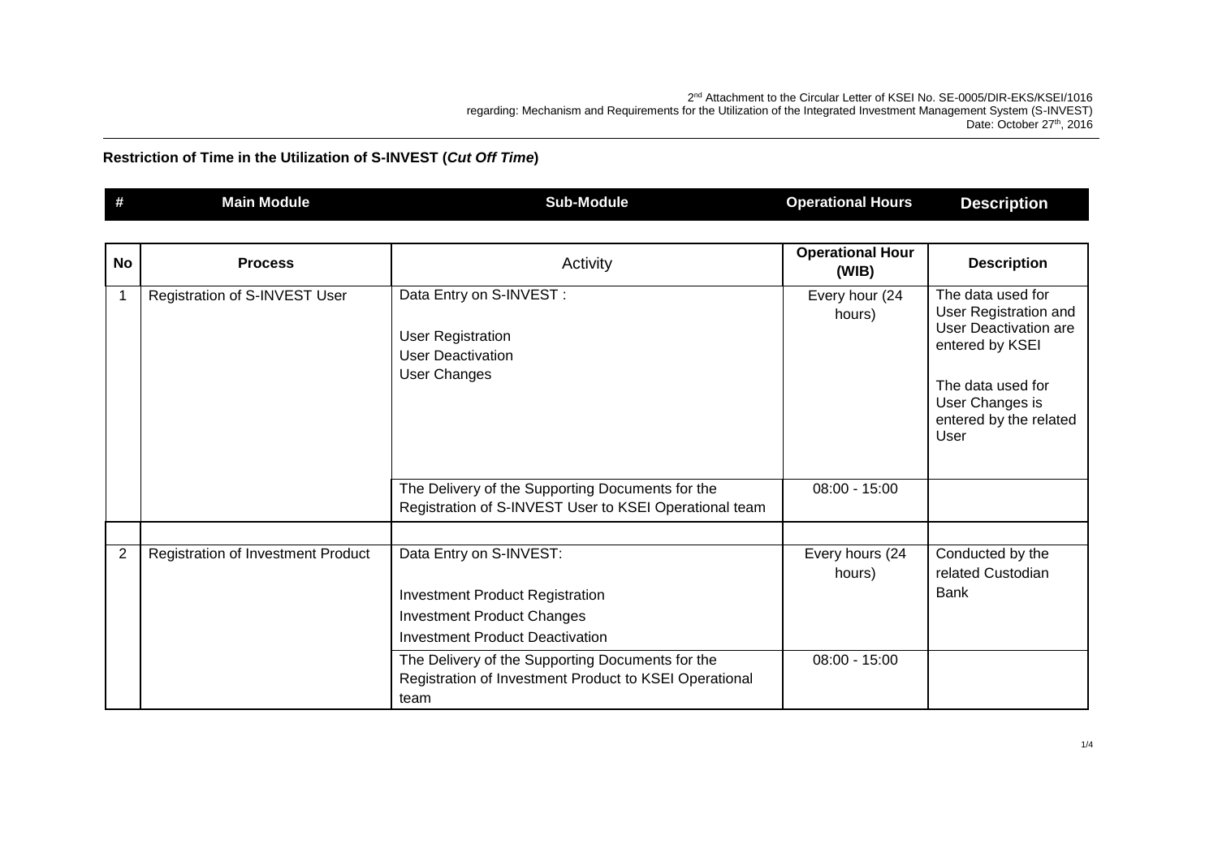2nd Attachment to the Circular Letter of KSEI No. SE-0005/DIR-EKS/KSEI/1016
regarding: Mechanism and Requirements for the Utilization of the Integrated Investment Management System (S-INVEST)
Date: October 27th, 2016

**Restriction of Time in the Utilization of S-INVEST (*Cut Off Time*)**

| # | Main Module | Sub-Module | Operational Hours | Description |
|---|---|---|---|---|

| No | Process | Activity | Operational Hour (WIB) | Description |
|---|---|---|---|---|
| 1 | Registration of S-INVEST User | Data Entry on S-INVEST :<br><br>User Registration<br>User Deactivation<br>User Changes | Every hour (24 hours) | The data used for User Registration and User Deactivation are entered by KSEI<br><br>The data used for User Changes is entered by the related User |
| | | The Delivery of the Supporting Documents for the Registration of S-INVEST User to KSEI Operational team | 08:00 - 15:00 | |
| | | | | |
| 2 | Registration of Investment Product | Data Entry on S-INVEST:<br><br>Investment Product Registration<br>Investment Product Changes<br>Investment Product Deactivation | Every hours (24 hours) | Conducted by the related Custodian Bank |
| | | The Delivery of the Supporting Documents for the Registration of Investment Product to KSEI Operational team | 08:00 - 15:00 | |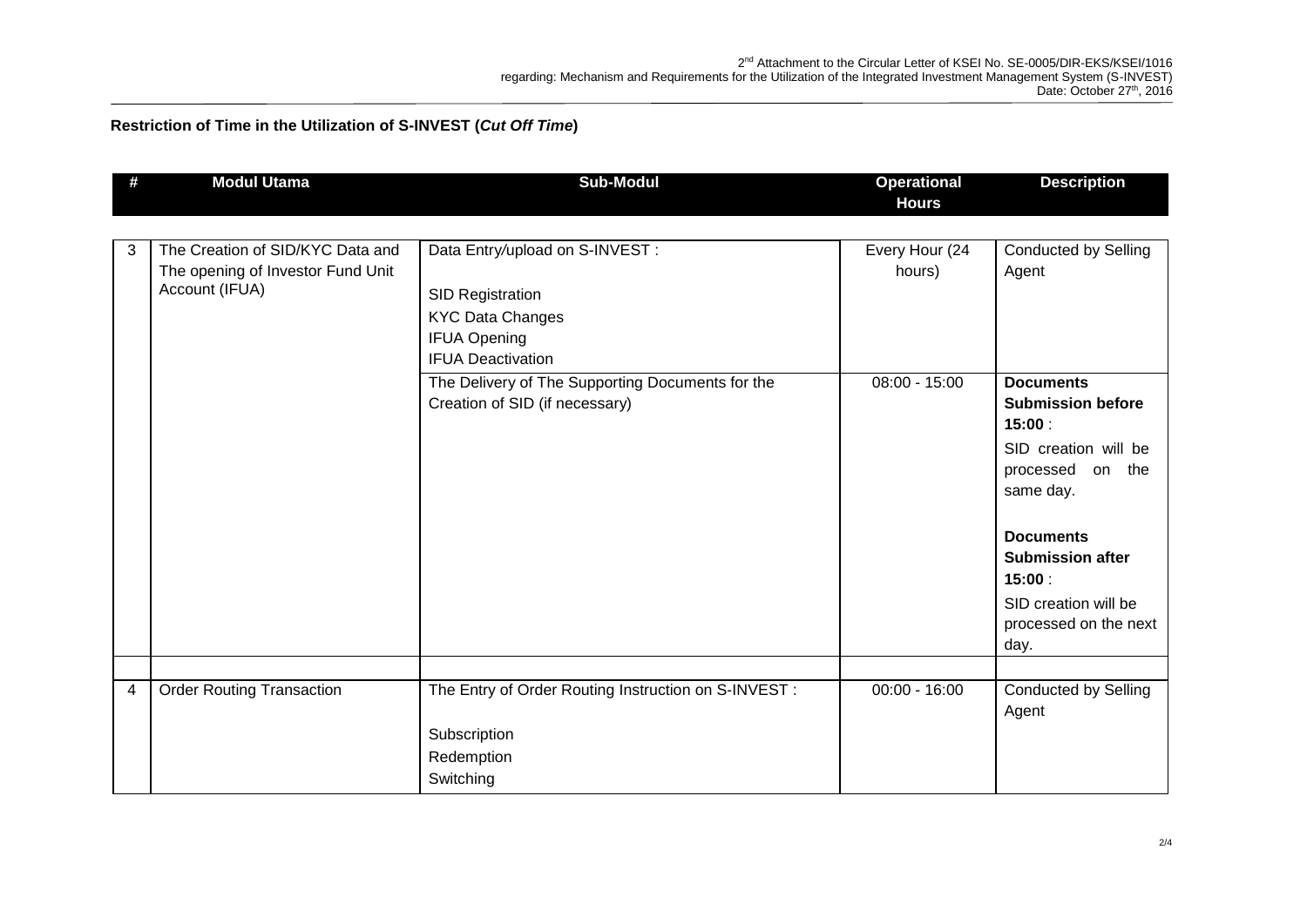**Restriction of Time in the Utilization of S-INVEST (*Cut Off Time*)**

| # | Modul Utama | Sub-Modul | Operational Hours | Description |
|---|---|---|---|---|
| 3 | The Creation of SID/KYC Data and The opening of Investor Fund Unit Account (IFUA) | Data Entry/upload on S-INVEST :<br><br>SID Registration<br>KYC Data Changes<br>IFUA Opening<br>IFUA Deactivation | Every Hour (24 hours) | Conducted by Selling Agent |
| | | The Delivery of The Supporting Documents for the Creation of SID (if necessary) | 08:00 - 15:00 | **Documents Submission before 15:00** :<br>SID creation will be processed on the same day.<br><br>**Documents Submission after 15:00** :<br>SID creation will be processed on the next day. |
| | | | | |
| 4 | Order Routing Transaction | The Entry of Order Routing Instruction on S-INVEST :<br><br>Subscription<br>Redemption<br>Switching | 00:00 - 16:00 | Conducted by Selling Agent |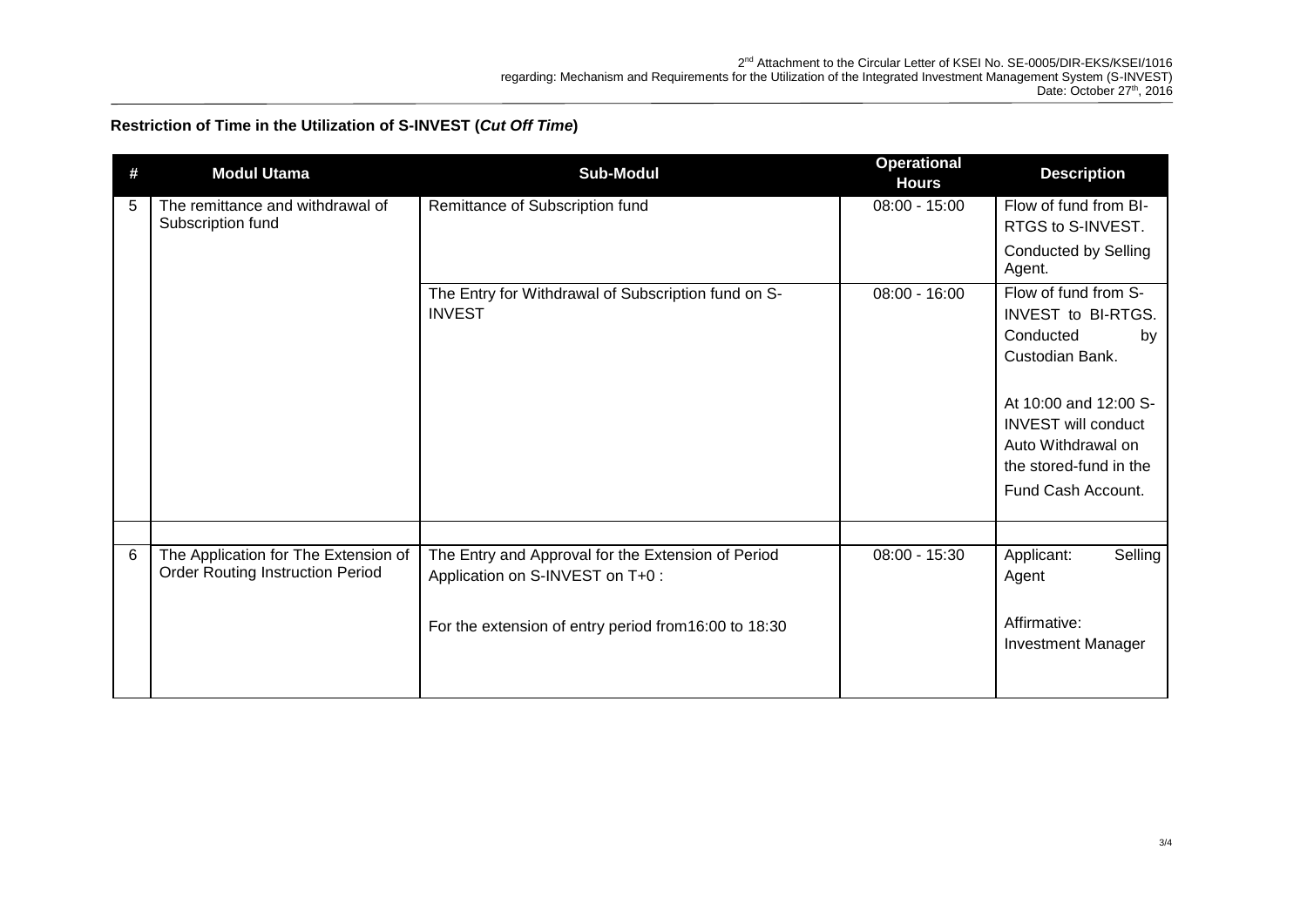**Restriction of Time in the Utilization of S-INVEST (*Cut Off Time*)**

| # | Modul Utama | Sub-Modul | Operational Hours | Description |
|---|---|---|---|---|
| 5 | The remittance and withdrawal of Subscription fund | Remittance of Subscription fund | 08:00 - 15:00 | Flow of fund from BI-RTGS to S-INVEST. Conducted by Selling Agent. |
| | | The Entry for Withdrawal of Subscription fund on S-INVEST | 08:00 - 16:00 | Flow of fund from S-INVEST to BI-RTGS. Conducted by Custodian Bank. At 10:00 and 12:00 S-INVEST will conduct Auto Withdrawal on the stored-fund in the Fund Cash Account. |
| | | | | |
| 6 | The Application for The Extension of Order Routing Instruction Period | The Entry and Approval for the Extension of Period Application on S-INVEST on T+0 : For the extension of entry period from16:00 to 18:30 | 08:00 - 15:30 | Applicant: Selling Agent Affirmative: Investment Manager |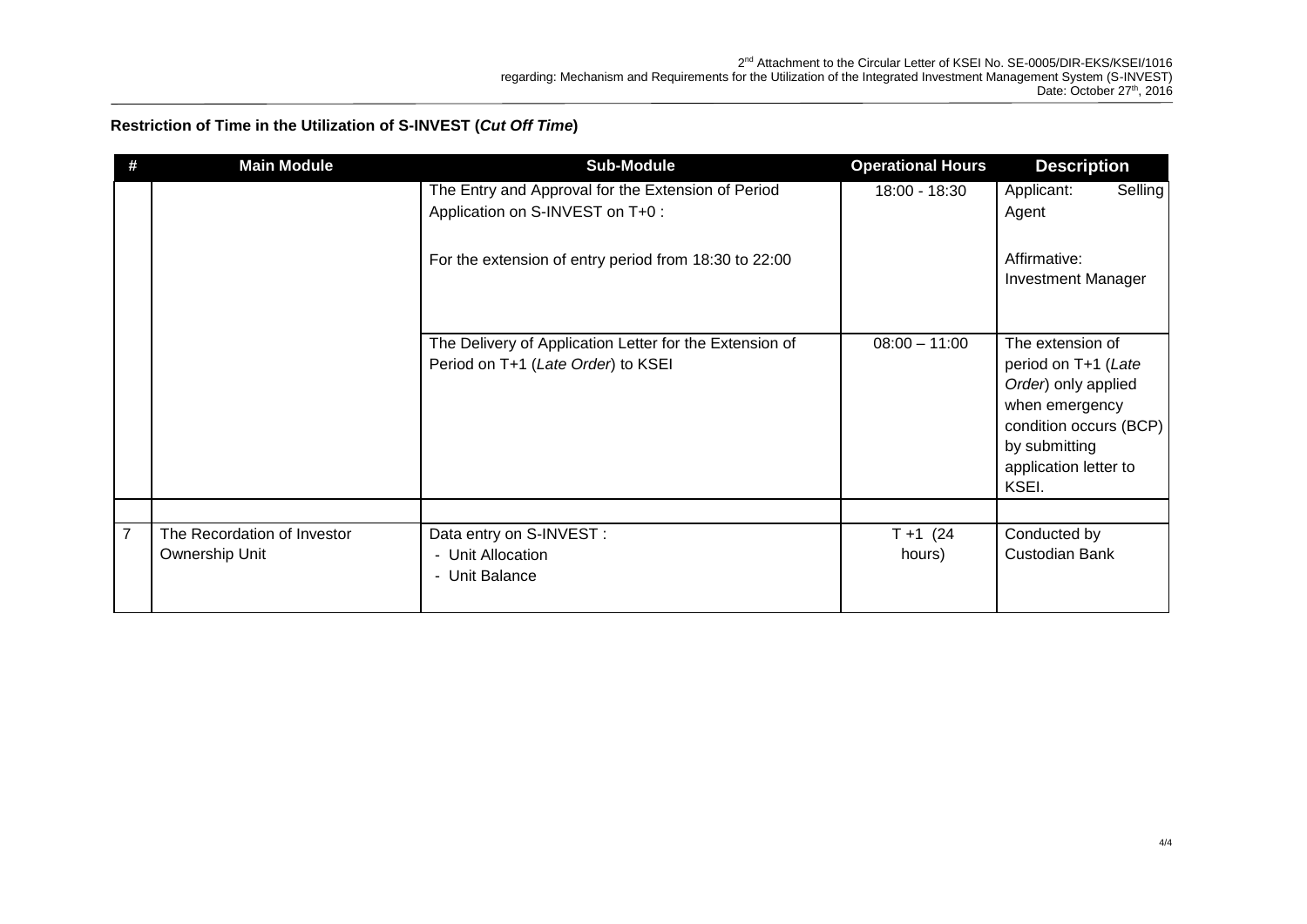**Restriction of Time in the Utilization of S-INVEST (*Cut Off Time*)**

| # | Main Module | Sub-Module | Operational Hours | Description |
|---|---|---|---|---|
| | | The Entry and Approval for the Extension of Period Application on S-INVEST on T+0 :<br><br>For the extension of entry period from 18:30 to 22:00 | 18:00 - 18:30 | Applicant: Selling Agent<br><br>Affirmative: Investment Manager |
| | | The Delivery of Application Letter for the Extension of Period on T+1 (*Late Order*) to KSEI | 08:00 – 11:00 | The extension of period on T+1 (*Late Order*) only applied when emergency condition occurs (BCP) by submitting application letter to KSEI. |
| | | | | |
| 7 | The Recordation of Investor Ownership Unit | Data entry on S-INVEST :<br>- Unit Allocation<br>- Unit Balance | T +1 (24 hours) | Conducted by Custodian Bank |